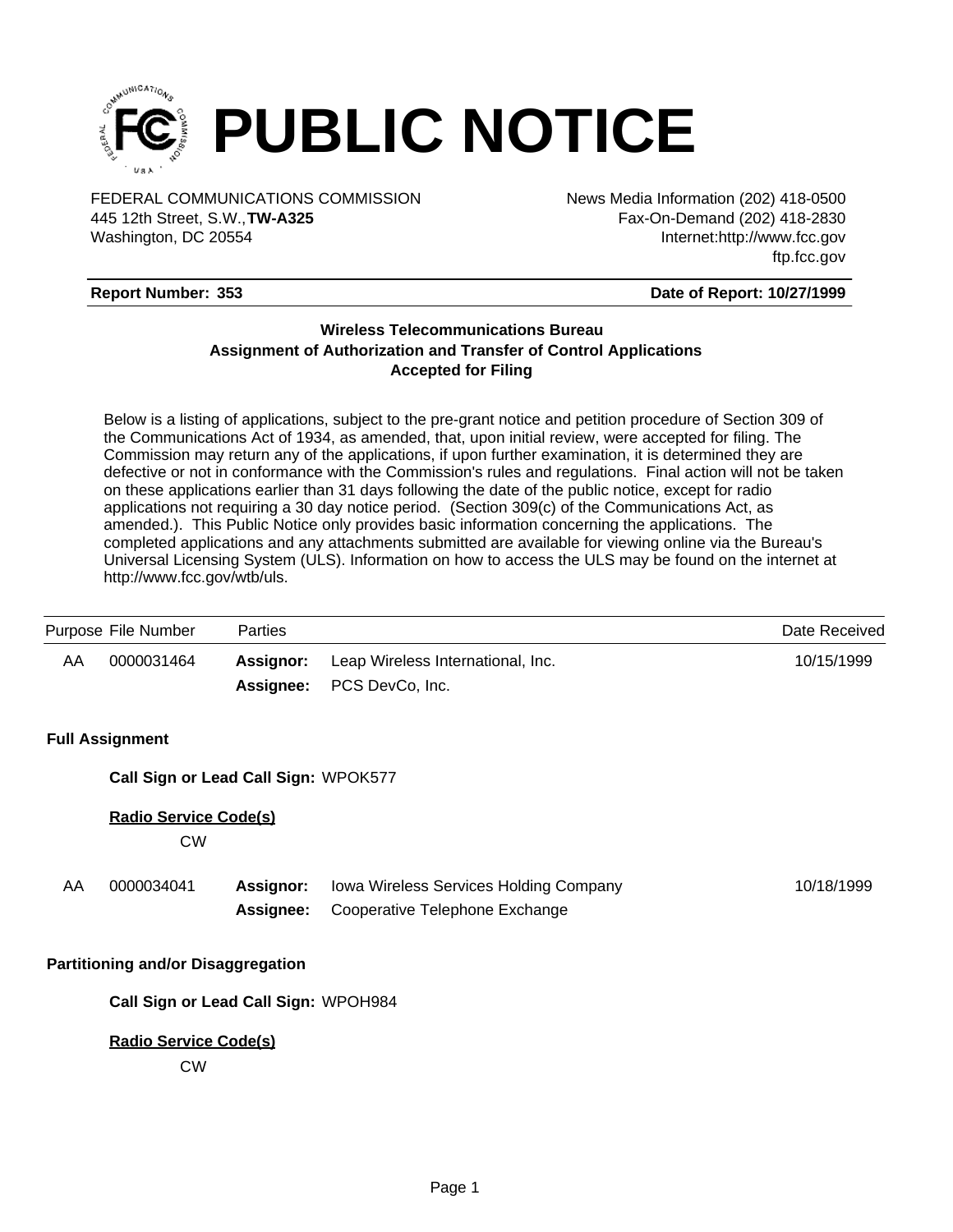# PUBLIC NOTICE

FEDERAL COMMUNICATIONS COMMISSION
445 12th Street, S.W.,**TW-A325**
Washington, DC 20554

News Media Information (202) 418-0500
Fax-On-Demand (202) 418-2830
Internet:http://www.fcc.gov
ftp.fcc.gov

**Report Number: 353** | **Date of Report: 10/27/1999**

### Wireless Telecommunications Bureau
### Assignment of Authorization and Transfer of Control Applications
### Accepted for Filing

Below is a listing of applications, subject to the pre-grant notice and petition procedure of Section 309 of the Communications Act of 1934, as amended, that, upon initial review, were accepted for filing. The Commission may return any of the applications, if upon further examination, it is determined they are defective or not in conformance with the Commission's rules and regulations. Final action will not be taken on these applications earlier than 31 days following the date of the public notice, except for radio applications not requiring a 30 day notice period. (Section 309(c) of the Communications Act, as amended.). This Public Notice only provides basic information concerning the applications. The completed applications and any attachments submitted are available for viewing online via the Bureau's Universal Licensing System (ULS). Information on how to access the ULS may be found on the internet at http://www.fcc.gov/wtb/uls.

| Purpose | File Number | Parties | | Date Received |
|---|---|---|---|---|
| AA | 0000031464 | **Assignor:** | Leap Wireless International, Inc. | 10/15/1999 |
| | | **Assignee:** | PCS DevCo, Inc. | |

**Full Assignment**

**Call Sign or Lead Call Sign:** WPOK577

**Radio Service Code(s)**

CW

| Purpose | File Number | Parties | | Date Received |
|---|---|---|---|---|
| AA | 0000034041 | **Assignor:** | Iowa Wireless Services Holding Company | 10/18/1999 |
| | | **Assignee:** | Cooperative Telephone Exchange | |

**Partitioning and/or Disaggregation**

**Call Sign or Lead Call Sign:** WPOH984

**Radio Service Code(s)**

CW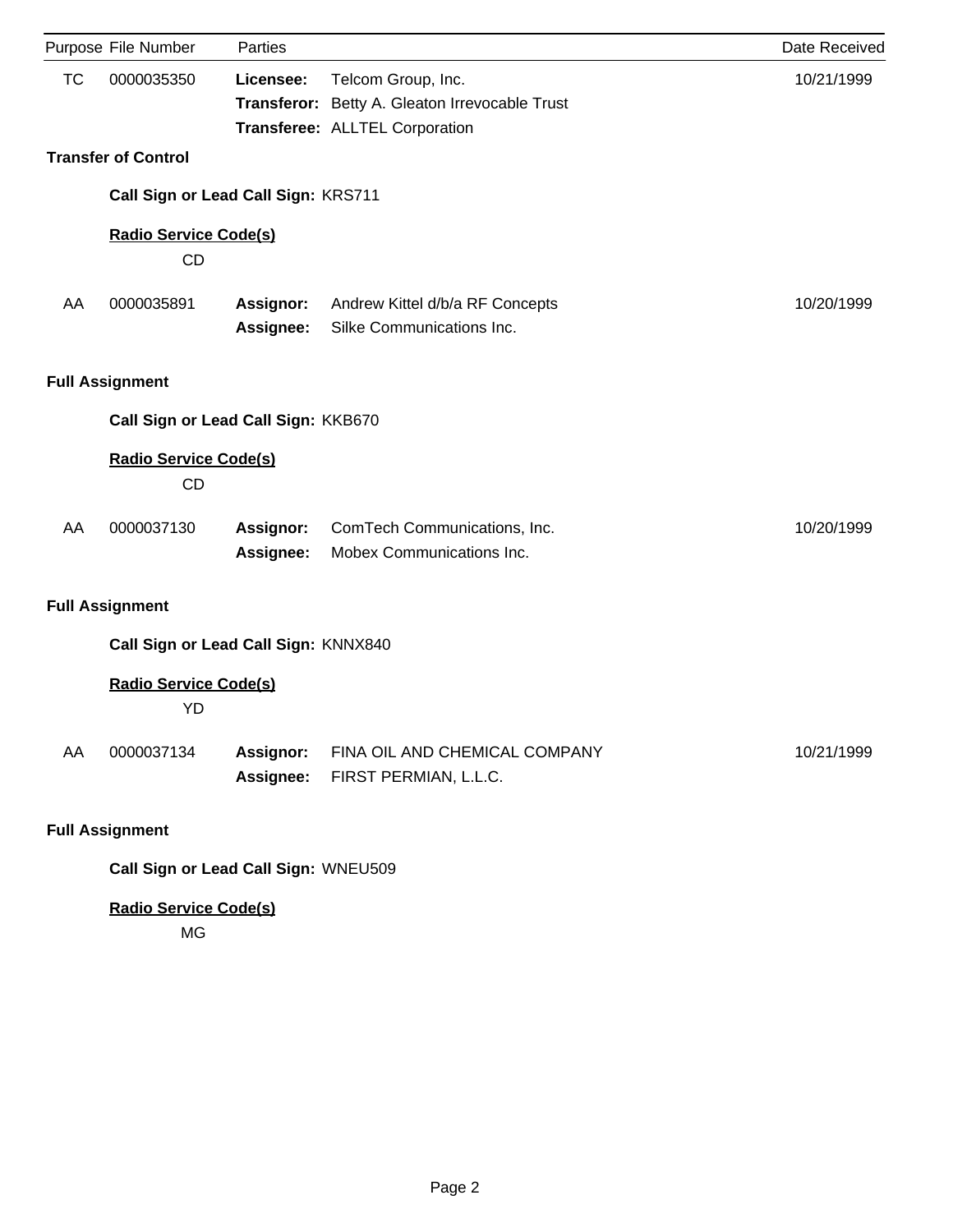| Purpose | File Number | Parties | | Date Received |
|---|---|---|---|---|
| TC | 0000035350 | **Licensee:** | Telcom Group, Inc. | 10/21/1999 |
| | | **Transferor:** | Betty A. Gleaton Irrevocable Trust | |
| | | **Transferee:** | ALLTEL Corporation | |

**Transfer of Control**

**Call Sign or Lead Call Sign:** KRS711

**Radio Service Code(s)**

CD

| Purpose | File Number | Parties | | Date Received |
|---|---|---|---|---|
| AA | 0000035891 | **Assignor:** | Andrew Kittel d/b/a RF Concepts | 10/20/1999 |
| | | **Assignee:** | Silke Communications Inc. | |

**Full Assignment**

**Call Sign or Lead Call Sign:** KKB670

**Radio Service Code(s)**

CD

| Purpose | File Number | Parties | | Date Received |
|---|---|---|---|---|
| AA | 0000037130 | **Assignor:** | ComTech Communications, Inc. | 10/20/1999 |
| | | **Assignee:** | Mobex Communications Inc. | |

**Full Assignment**

**Call Sign or Lead Call Sign:** KNNX840

**Radio Service Code(s)**

YD

| Purpose | File Number | Parties | | Date Received |
|---|---|---|---|---|
| AA | 0000037134 | **Assignor:** | FINA OIL AND CHEMICAL COMPANY | 10/21/1999 |
| | | **Assignee:** | FIRST PERMIAN, L.L.C. | |

**Full Assignment**

**Call Sign or Lead Call Sign:** WNEU509

**Radio Service Code(s)**

MG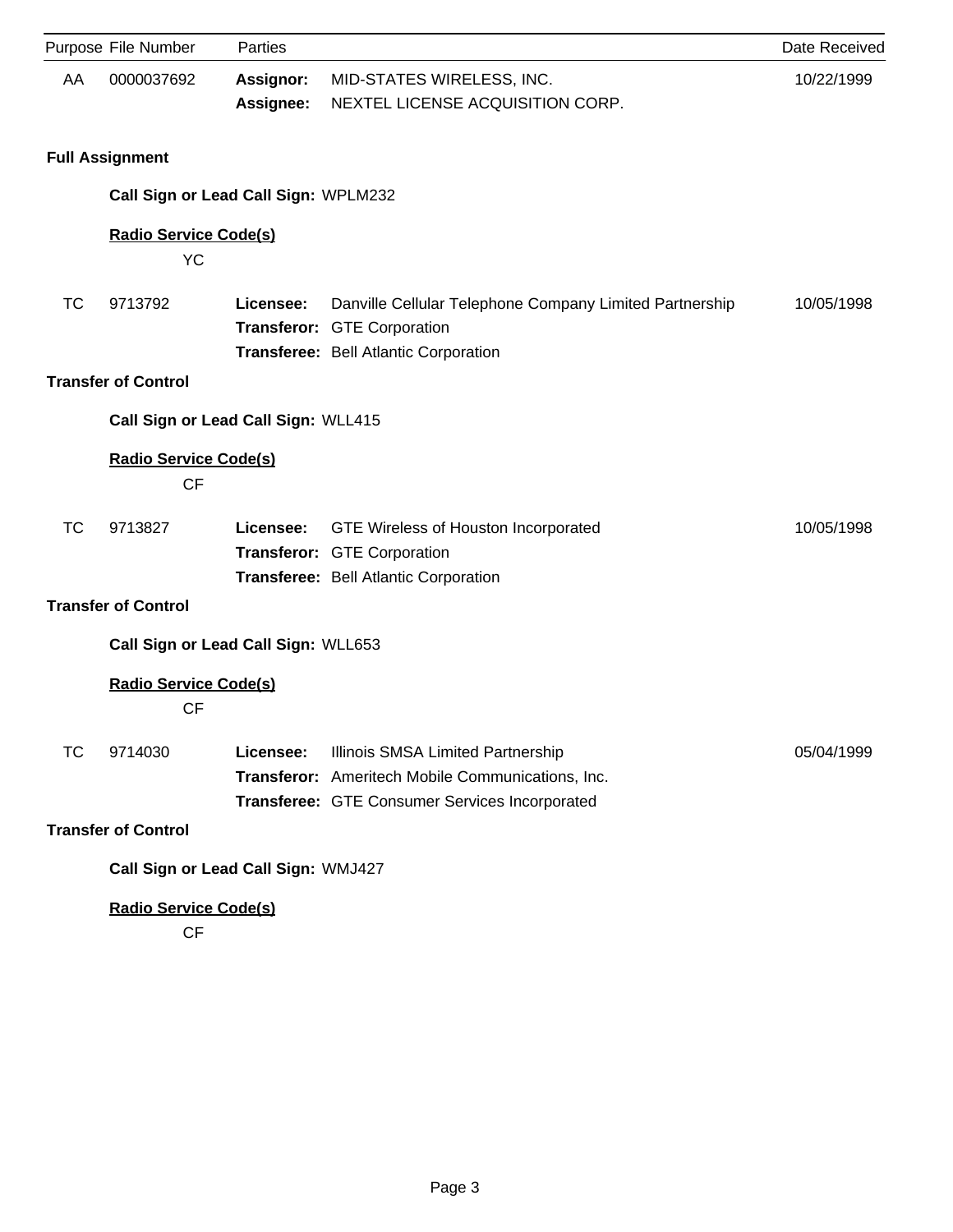| Purpose | File Number | Parties | | Date Received |
|---|---|---|---|---|
| AA | 0000037692 | **Assignor:** | MID-STATES WIRELESS, INC. | 10/22/1999 |
| | | **Assignee:** | NEXTEL LICENSE ACQUISITION CORP. | |

**Full Assignment**

**Call Sign or Lead Call Sign:** WPLM232

**Radio Service Code(s)**

YC

| Purpose | File Number | Parties | | Date Received |
|---|---|---|---|---|
| TC | 9713792 | **Licensee:** | Danville Cellular Telephone Company Limited Partnership | 10/05/1998 |
| | | **Transferor:** | GTE Corporation | |
| | | **Transferee:** | Bell Atlantic Corporation | |

**Transfer of Control**

**Call Sign or Lead Call Sign:** WLL415

**Radio Service Code(s)**

CF

| Purpose | File Number | Parties | | Date Received |
|---|---|---|---|---|
| TC | 9713827 | **Licensee:** | GTE Wireless of Houston Incorporated | 10/05/1998 |
| | | **Transferor:** | GTE Corporation | |
| | | **Transferee:** | Bell Atlantic Corporation | |

**Transfer of Control**

**Call Sign or Lead Call Sign:** WLL653

**Radio Service Code(s)**

CF

| Purpose | File Number | Parties | | Date Received |
|---|---|---|---|---|
| TC | 9714030 | **Licensee:** | Illinois SMSA Limited Partnership | 05/04/1999 |
| | | **Transferor:** | Ameritech Mobile Communications, Inc. | |
| | | **Transferee:** | GTE Consumer Services Incorporated | |

**Transfer of Control**

**Call Sign or Lead Call Sign:** WMJ427

**Radio Service Code(s)**

CF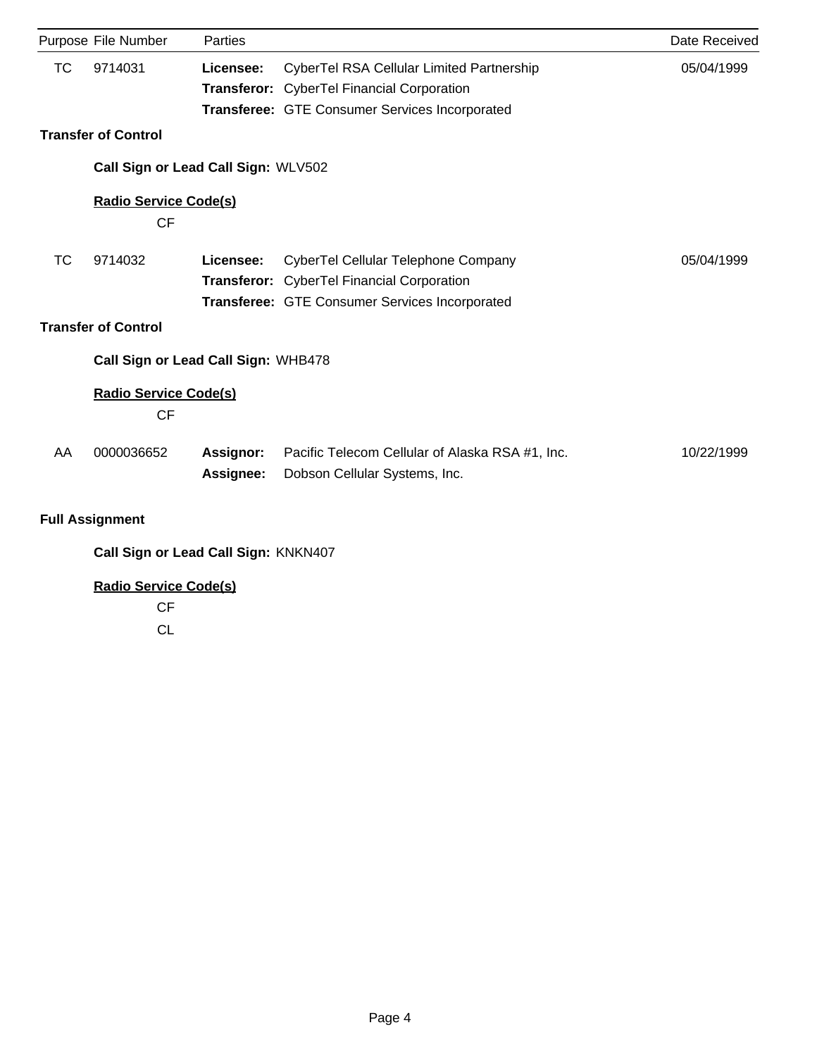| Purpose | File Number | Parties | | Date Received |
|---|---|---|---|---|
| TC | 9714031 | **Licensee:** | CyberTel RSA Cellular Limited Partnership | 05/04/1999 |
| | | **Transferor:** | CyberTel Financial Corporation | |
| | | **Transferee:** | GTE Consumer Services Incorporated | |

**Transfer of Control**

**Call Sign or Lead Call Sign:** WLV502

**Radio Service Code(s)**

CF

| Purpose | File Number | Parties | | Date Received |
|---|---|---|---|---|
| TC | 9714032 | **Licensee:** | CyberTel Cellular Telephone Company | 05/04/1999 |
| | | **Transferor:** | CyberTel Financial Corporation | |
| | | **Transferee:** | GTE Consumer Services Incorporated | |

**Transfer of Control**

**Call Sign or Lead Call Sign:** WHB478

**Radio Service Code(s)**

CF

| Purpose | File Number | Parties | | Date Received |
|---|---|---|---|---|
| AA | 0000036652 | **Assignor:** | Pacific Telecom Cellular of Alaska RSA #1, Inc. | 10/22/1999 |
| | | **Assignee:** | Dobson Cellular Systems, Inc. | |

**Full Assignment**

**Call Sign or Lead Call Sign:** KNKN407

**Radio Service Code(s)**

CF

CL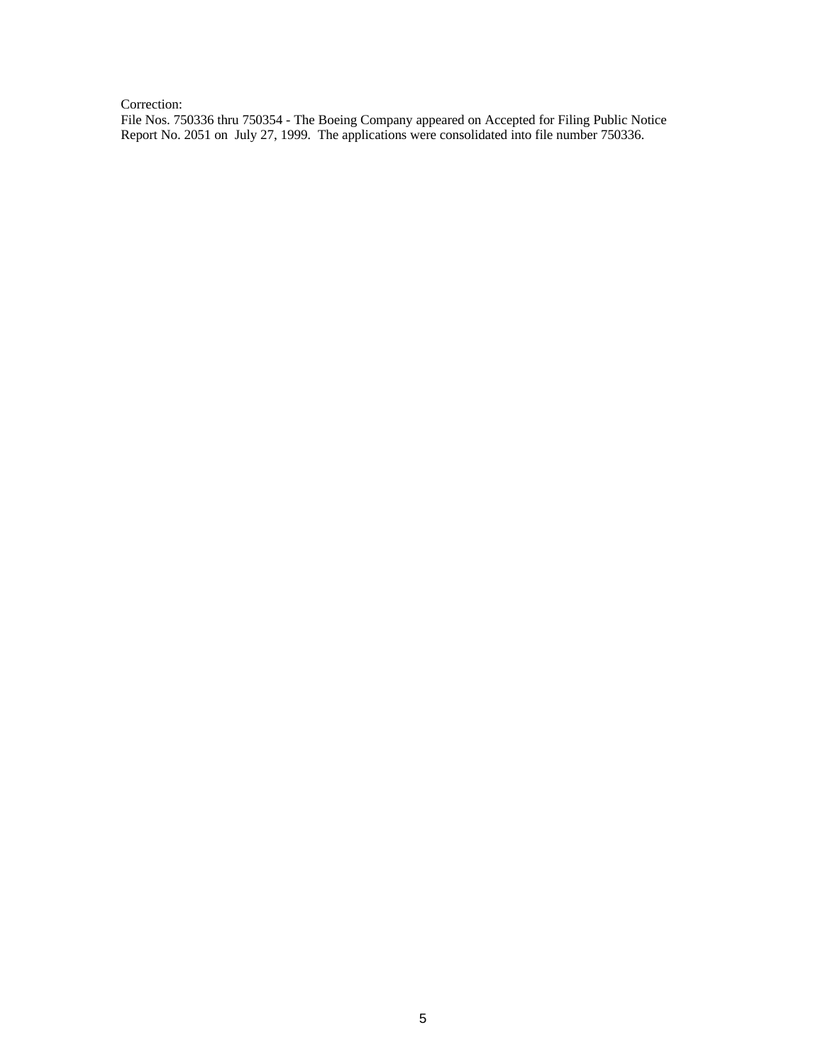Correction:
File Nos. 750336 thru 750354 - The Boeing Company appeared on Accepted for Filing Public Notice Report No. 2051 on July 27, 1999. The applications were consolidated into file number 750336.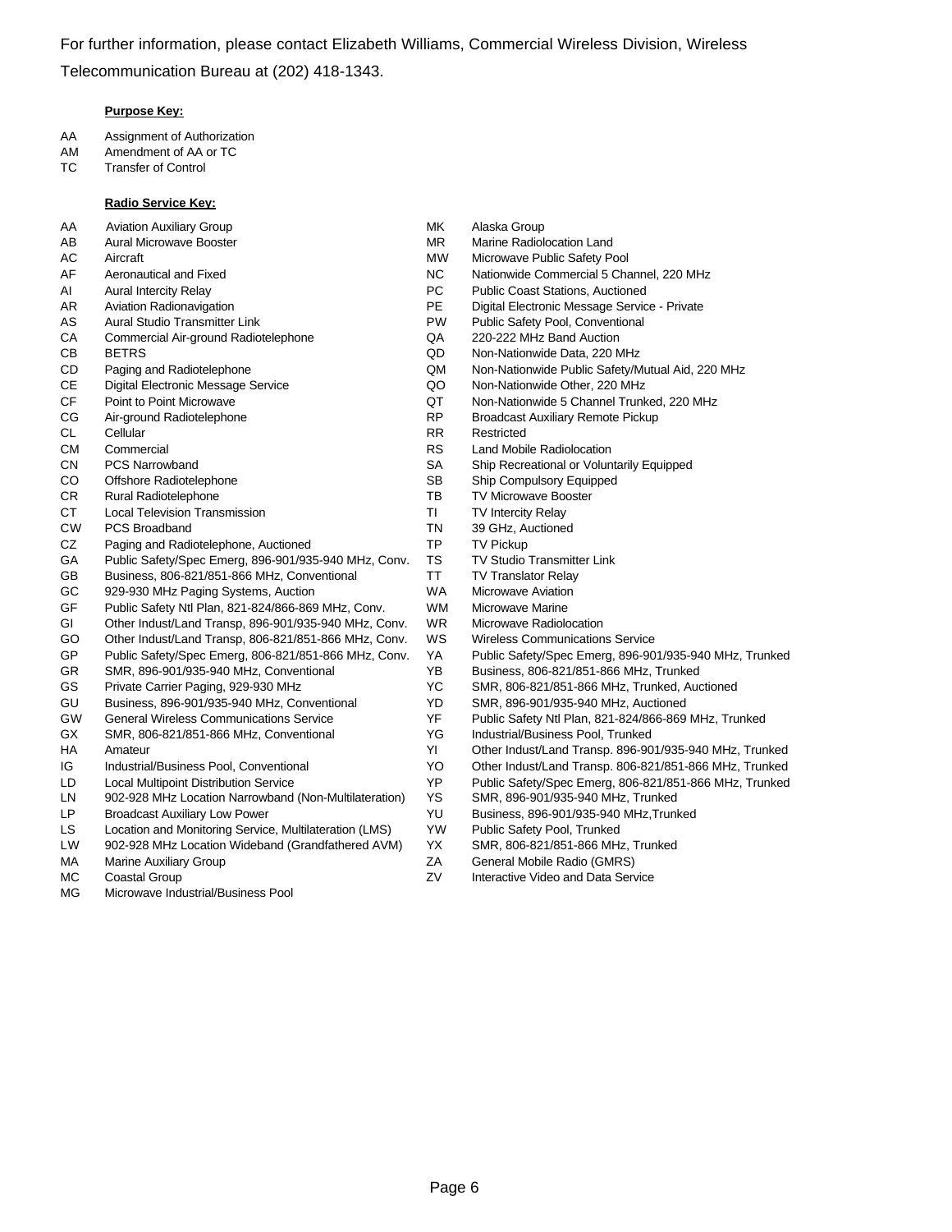For further information, please contact Elizabeth Williams, Commercial Wireless Division, Wireless Telecommunication Bureau at (202) 418-1343.

**Purpose Key:**

| | |
|---|---|
| AA | Assignment of Authorization |
| AM | Amendment of AA or TC |
| TC | Transfer of Control |

**Radio Service Key:**

| | |
|---|---|
| AA | Aviation Auxiliary Group |
| AB | Aural Microwave Booster |
| AC | Aircraft |
| AF | Aeronautical and Fixed |
| AI | Aural Intercity Relay |
| AR | Aviation Radionavigation |
| AS | Aural Studio Transmitter Link |
| CA | Commercial Air-ground Radiotelephone |
| CB | BETRS |
| CD | Paging and Radiotelephone |
| CE | Digital Electronic Message Service |
| CF | Point to Point Microwave |
| CG | Air-ground Radiotelephone |
| CL | Cellular |
| CM | Commercial |
| CN | PCS Narrowband |
| CO | Offshore Radiotelephone |
| CR | Rural Radiotelephone |
| CT | Local Television Transmission |
| CW | PCS Broadband |
| CZ | Paging and Radiotelephone, Auctioned |
| GA | Public Safety/Spec Emerg, 896-901/935-940 MHz, Conv. |
| GB | Business, 806-821/851-866 MHz, Conventional |
| GC | 929-930 MHz Paging Systems, Auction |
| GF | Public Safety Ntl Plan, 821-824/866-869 MHz, Conv. |
| GI | Other Indust/Land Transp, 896-901/935-940 MHz, Conv. |
| GO | Other Indust/Land Transp, 806-821/851-866 MHz, Conv. |
| GP | Public Safety/Spec Emerg, 806-821/851-866 MHz, Conv. |
| GR | SMR, 896-901/935-940 MHz, Conventional |
| GS | Private Carrier Paging, 929-930 MHz |
| GU | Business, 896-901/935-940 MHz, Conventional |
| GW | General Wireless Communications Service |
| GX | SMR, 806-821/851-866 MHz, Conventional |
| HA | Amateur |
| IG | Industrial/Business Pool, Conventional |
| LD | Local Multipoint Distribution Service |
| LN | 902-928 MHz Location Narrowband (Non-Multilateration) |
| LP | Broadcast Auxiliary Low Power |
| LS | Location and Monitoring Service, Multilateration (LMS) |
| LW | 902-928 MHz Location Wideband (Grandfathered AVM) |
| MA | Marine Auxiliary Group |
| MC | Coastal Group |
| MG | Microwave Industrial/Business Pool |
| MK | Alaska Group |
| MR | Marine Radiolocation Land |
| MW | Microwave Public Safety Pool |
| NC | Nationwide Commercial 5 Channel, 220 MHz |
| PC | Public Coast Stations, Auctioned |
| PE | Digital Electronic Message Service - Private |
| PW | Public Safety Pool, Conventional |
| QA | 220-222 MHz Band Auction |
| QD | Non-Nationwide Data, 220 MHz |
| QM | Non-Nationwide Public Safety/Mutual Aid, 220 MHz |
| QO | Non-Nationwide Other, 220 MHz |
| QT | Non-Nationwide 5 Channel Trunked, 220 MHz |
| RP | Broadcast Auxiliary Remote Pickup |
| RR | Restricted |
| RS | Land Mobile Radiolocation |
| SA | Ship Recreational or Voluntarily Equipped |
| SB | Ship Compulsory Equipped |
| TB | TV Microwave Booster |
| TI | TV Intercity Relay |
| TN | 39 GHz, Auctioned |
| TP | TV Pickup |
| TS | TV Studio Transmitter Link |
| TT | TV Translator Relay |
| WA | Microwave Aviation |
| WM | Microwave Marine |
| WR | Microwave Radiolocation |
| WS | Wireless Communications Service |
| YA | Public Safety/Spec Emerg, 896-901/935-940 MHz, Trunked |
| YB | Business, 806-821/851-866 MHz, Trunked |
| YC | SMR, 806-821/851-866 MHz, Trunked, Auctioned |
| YD | SMR, 896-901/935-940 MHz, Auctioned |
| YF | Public Safety Ntl Plan, 821-824/866-869 MHz, Trunked |
| YG | Industrial/Business Pool, Trunked |
| YI | Other Indust/Land Transp. 896-901/935-940 MHz, Trunked |
| YO | Other Indust/Land Transp. 806-821/851-866 MHz, Trunked |
| YP | Public Safety/Spec Emerg, 806-821/851-866 MHz, Trunked |
| YS | SMR, 896-901/935-940 MHz, Trunked |
| YU | Business, 896-901/935-940 MHz,Trunked |
| YW | Public Safety Pool, Trunked |
| YX | SMR, 806-821/851-866 MHz, Trunked |
| ZA | General Mobile Radio (GMRS) |
| ZV | Interactive Video and Data Service |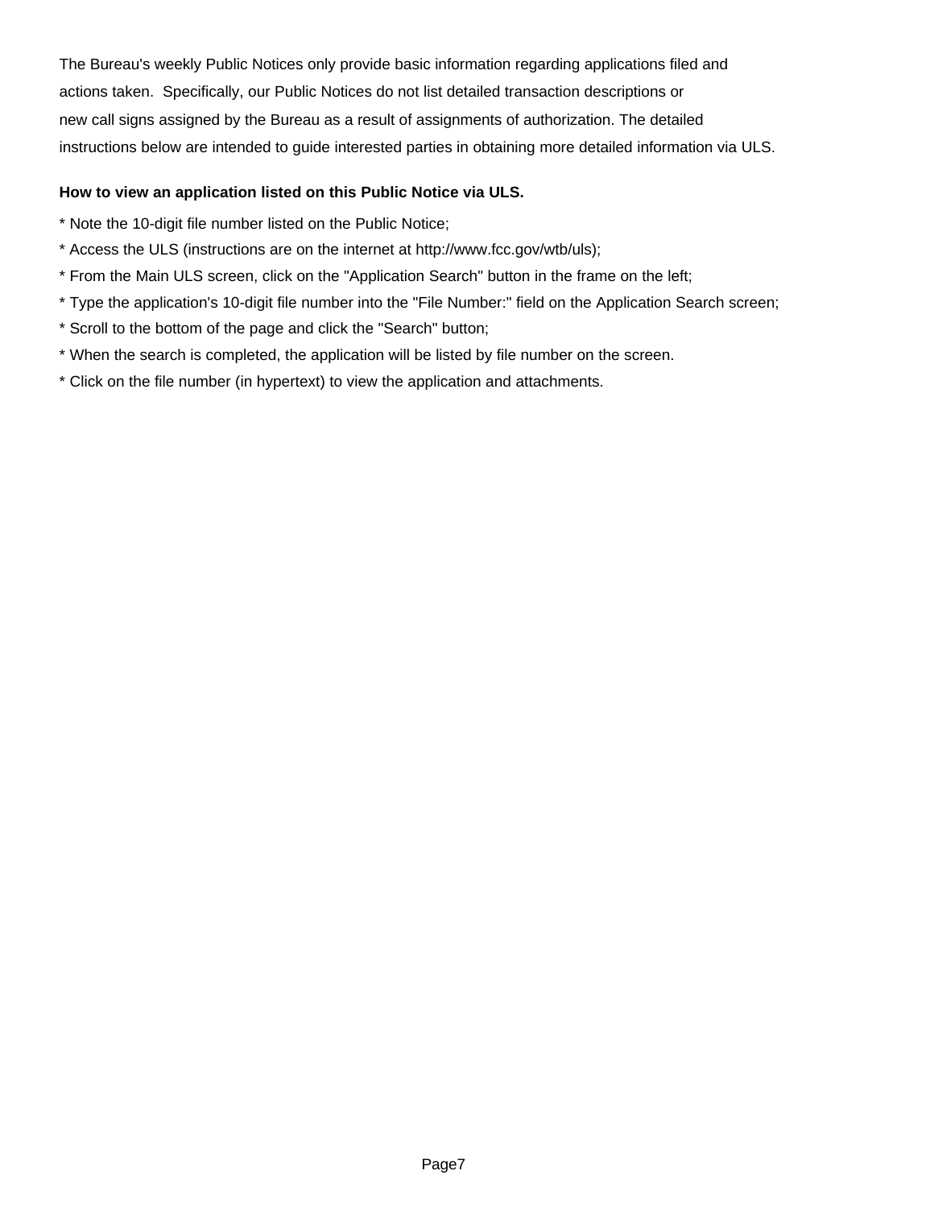The Bureau's weekly Public Notices only provide basic information regarding applications filed and actions taken. Specifically, our Public Notices do not list detailed transaction descriptions or new call signs assigned by the Bureau as a result of assignments of authorization. The detailed instructions below are intended to guide interested parties in obtaining more detailed information via ULS.

**How to view an application listed on this Public Notice via ULS.**

* Note the 10-digit file number listed on the Public Notice;
* Access the ULS (instructions are on the internet at http://www.fcc.gov/wtb/uls);
* From the Main ULS screen, click on the "Application Search" button in the frame on the left;
* Type the application's 10-digit file number into the "File Number:" field on the Application Search screen;
* Scroll to the bottom of the page and click the "Search" button;
* When the search is completed, the application will be listed by file number on the screen.
* Click on the file number (in hypertext) to view the application and attachments.